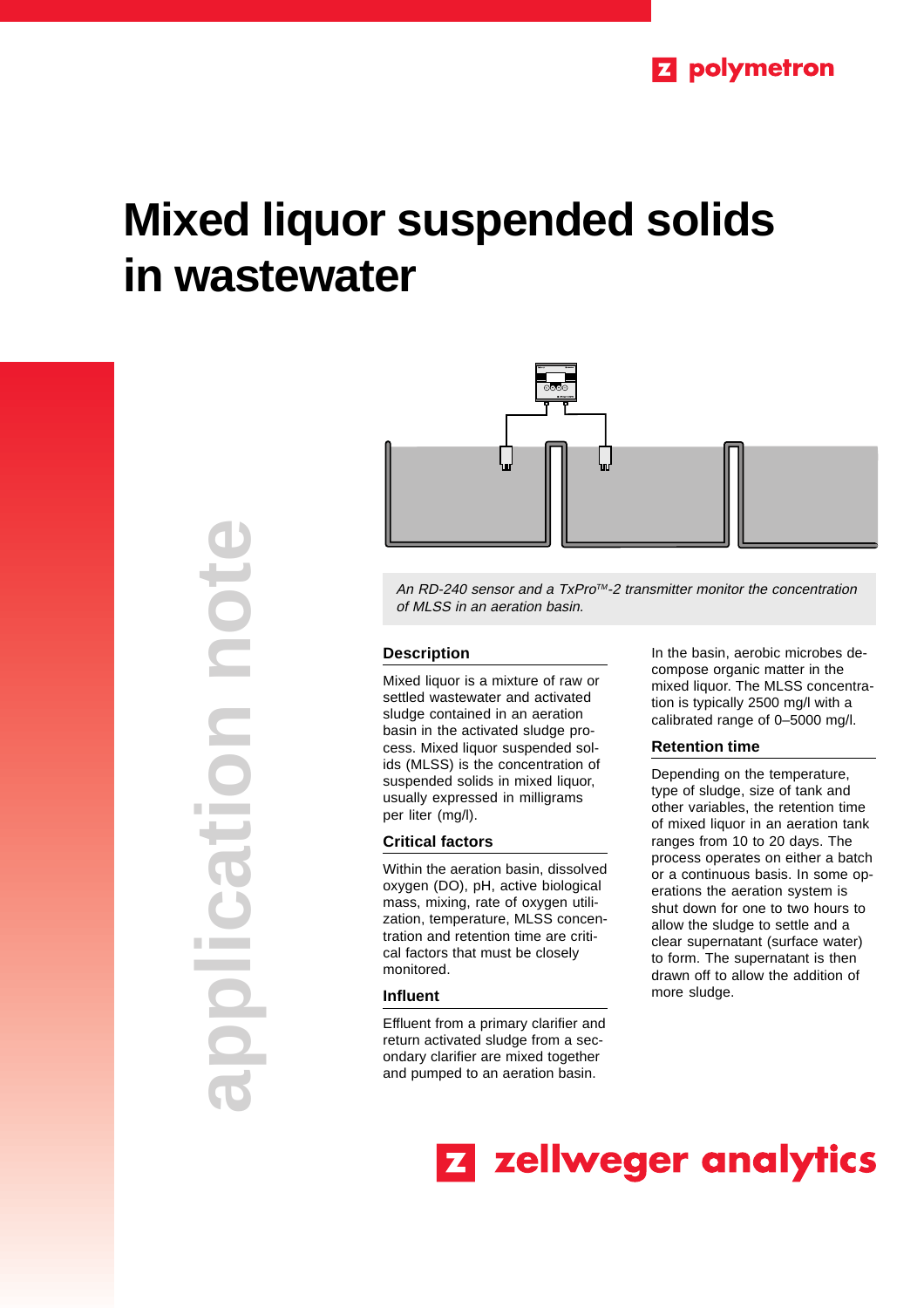polymetron

# Mixed liquor suspended solids in wastewater

application note

*An RD-240 sensor and a TxPro™-2 transmitter monitor the concentration of MLSS in an aeration basin.*

### Description

Mixed liquor is a mixture of raw or settled wastewater and activated sludge contained in an aeration basin in the activated sludge process. Mixed liquor suspended solids (MLSS) is the concentration of suspended solids in mixed liquor, usually expressed in milligrams per liter (mg/l).

### Critical factors

Within the aeration basin, dissolved oxygen (DO), pH, active biological mass, mixing, rate of oxygen utilization, temperature, MLSS concentration and retention time are critical factors that must be closely monitored.

### Influent

Effluent from a primary clarifier and return activated sludge from a secondary clarifier are mixed together and pumped to an aeration basin.

In the basin, aerobic microbes decompose organic matter in the mixed liquor. The MLSS concentration is typically 2500 mg/l with a calibrated range of 0–5000 mg/l.

### Retention time

Depending on the temperature, type of sludge, size of tank and other variables, the retention time of mixed liquor in an aeration tank ranges from 10 to 20 days. The process operates on either a batch or a continuous basis. In some operations the aeration system is shut down for one to two hours to allow the sludge to settle and a clear supernatant (surface water) to form. The supernatant is then drawn off to allow the addition of more sludge.

zellweger analytics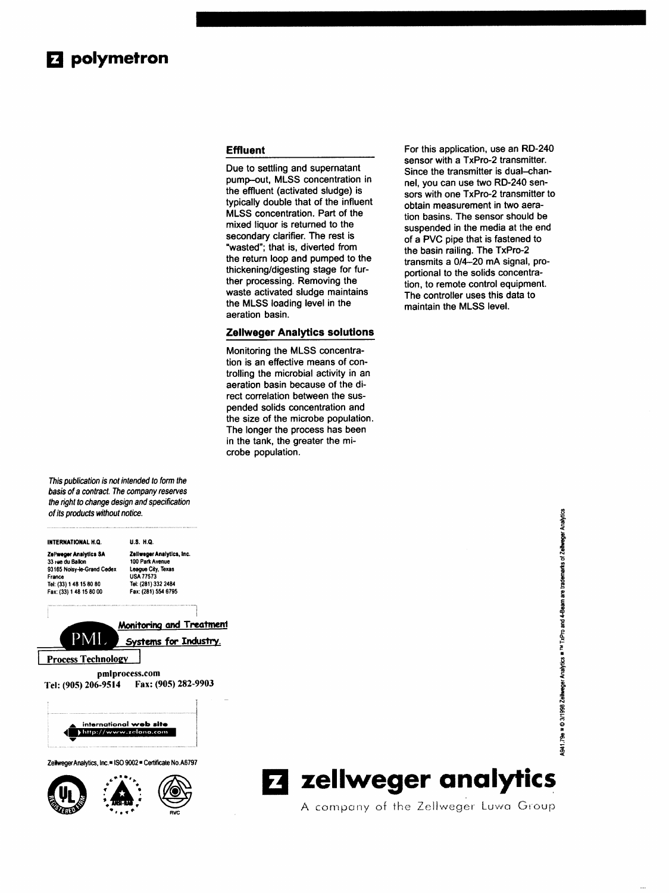# polymetron

## Effluent

Due to settling and supernatant pump–out, MLSS concentration in the effluent (activated sludge) is typically double that of the influent MLSS concentration. Part of the mixed liquor is returned to the secondary clarifier. The rest is "wasted"; that is, diverted from the return loop and pumped to the thickening/digesting stage for further processing. Removing the waste activated sludge maintains the MLSS loading level in the aeration basin.

## Zellweger Analytics solutions

Monitoring the MLSS concentration is an effective means of controlling the microbial activity in an aeration basin because of the direct correlation between the suspended solids concentration and the size of the microbe population. The longer the process has been in the tank, the greater the microbe population.

For this application, use an RD-240 sensor with a TxPro-2 transmitter. Since the transmitter is dual–channel, you can use two RD-240 sensors with one TxPro-2 transmitter to obtain measurement in two aeration basins. The sensor should be suspended in the media at the end of a PVC pipe that is fastened to the basin railing. The TxPro-2 transmits a 0/4–20 mA signal, proportional to the solids concentration, to remote control equipment. The controller uses this data to maintain the MLSS level.

*This publication is not intended to form the basis of a contract. The company reserves the right to change design and specification of its products without notice.*

**INTERNATIONAL H.Q.**
**Zellweger Analytics SA**
33 rue du Ballon
93165 Noisy-le-Grand Cedex
France
Tel: (33) 1 48 15 80 80
Fax: (33) 1 48 15 80 00

**U.S. H.Q.**
**Zellweger Analytics, Inc.**
100 Park Avenue
League City, Texas
USA 77573
Tel: (281) 332 2484
Fax: (281) 554 6795

PML Process Technology
Monitoring and Treatment Systems for Industry.
pmlprocess.com
Tel: (905) 206-9514 Fax: (905) 282-9903

international web site
http://www.zelana.com

Zellweger Analytics, Inc. ■ ISO 9002 ■ Certificate No. A6797

A941.79e ■ © 3/1998 Zellweger Analytics ■ ™ TxPro and 4-Beam are trademarks of Zellweger Analytics

# zellweger analytics

A company of the Zellweger Luwa Group